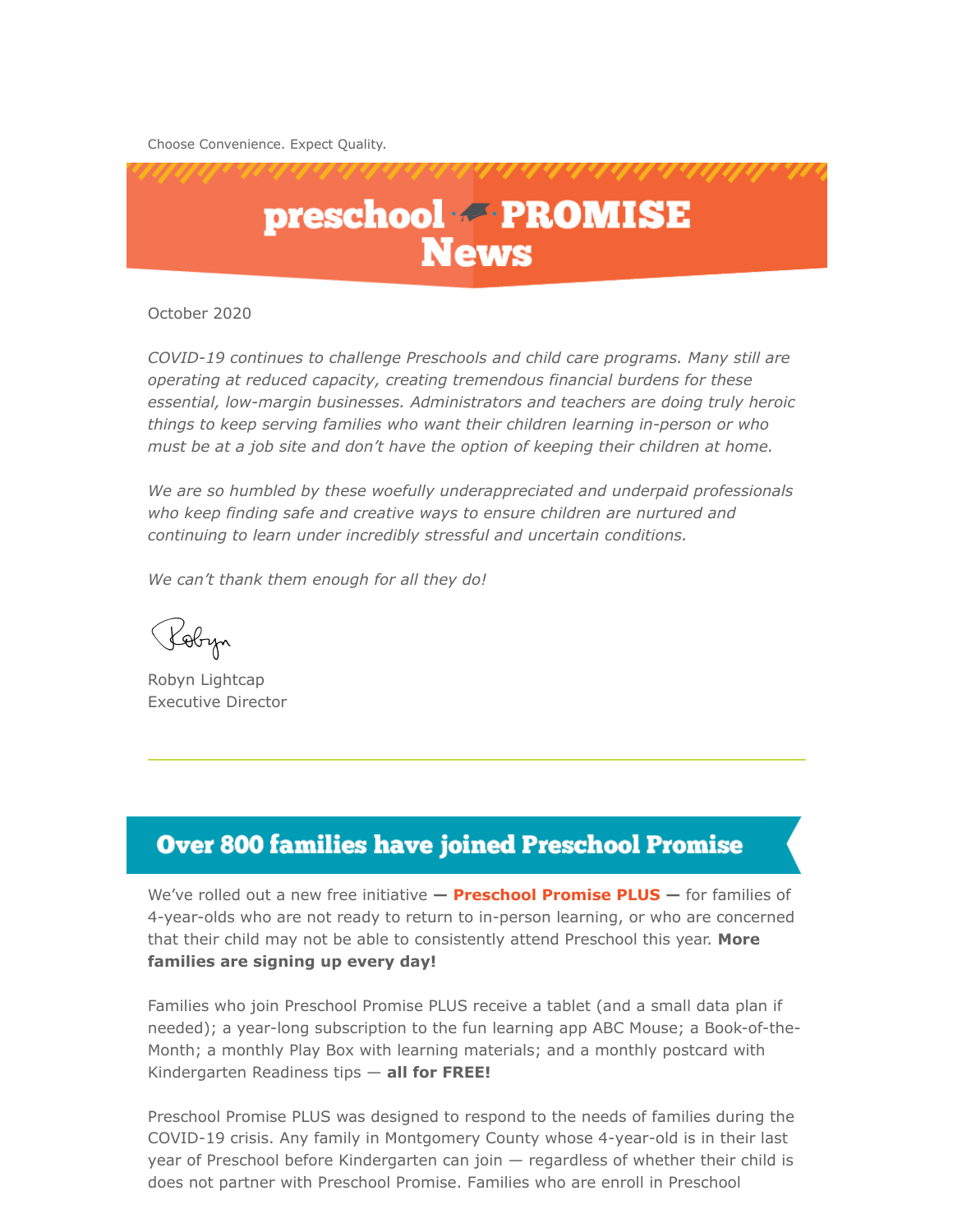Choose Convenience. Expect Quality.

# preschool PROMISE News

October 2020

*COVID-19 continues to challenge Preschools and child care programs. Many still are operating at reduced capacity, creating tremendous financial burdens for these essential, low-margin businesses. Administrators and teachers are doing truly heroic things to keep serving families who want their children learning in-person or who must be at a job site and don't have the option of keeping their children at home.*

*We are so humbled by these woefully underappreciated and underpaid professionals who keep finding safe and creative ways to ensure children are nurtured and continuing to learn under incredibly stressful and uncertain conditions.*

*We can't thank them enough for all they do!*

Robyn

Robyn Lightcap
Executive Director

---

## Over 800 families have joined Preschool Promise

We've rolled out a new free initiative **— Preschool Promise PLUS —** for families of 4-year-olds who are not ready to return to in-person learning, or who are concerned that their child may not be able to consistently attend Preschool this year. **More families are signing up every day!**

Families who join Preschool Promise PLUS receive a tablet (and a small data plan if needed); a year-long subscription to the fun learning app ABC Mouse; a Book-of-the-Month; a monthly Play Box with learning materials; and a monthly postcard with Kindergarten Readiness tips — **all for FREE!**

Preschool Promise PLUS was designed to respond to the needs of families during the COVID-19 crisis. Any family in Montgomery County whose 4-year-old is in their last year of Preschool before Kindergarten can join — regardless of whether their child is does not partner with Preschool Promise. Families who are enroll in Preschool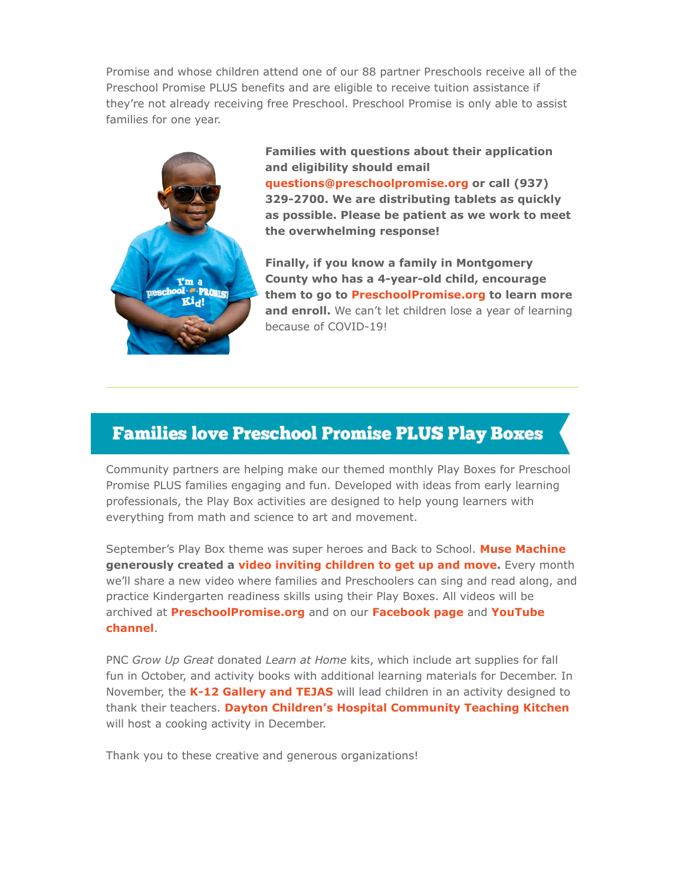Promise and whose children attend one of our 88 partner Preschools receive all of the Preschool Promise PLUS benefits and are eligible to receive tuition assistance if they're not already receiving free Preschool. Preschool Promise is only able to assist families for one year.

**Families with questions about their application and eligibility should email questions@preschoolpromise.org or call (937) 329-2700. We are distributing tablets as quickly as possible. Please be patient as we work to meet the overwhelming response!**

**Finally, if you know a family in Montgomery County who has a 4-year-old child, encourage them to go to PreschoolPromise.org to learn more and enroll.** We can't let children lose a year of learning because of COVID-19!

---

## Families love Preschool Promise PLUS Play Boxes

Community partners are helping make our themed monthly Play Boxes for Preschool Promise PLUS families engaging and fun. Developed with ideas from early learning professionals, the Play Box activities are designed to help young learners with everything from math and science to art and movement.

September's Play Box theme was super heroes and Back to School. **Muse Machine generously created a video inviting children to get up and move.** Every month we'll share a new video where families and Preschoolers can sing and read along, and practice Kindergarten readiness skills using their Play Boxes. All videos will be archived at **PreschoolPromise.org** and on our **Facebook page** and **YouTube channel**.

PNC *Grow Up Great* donated *Learn at Home* kits, which include art supplies for fall fun in October, and activity books with additional learning materials for December. In November, the **K-12 Gallery and TEJAS** will lead children in an activity designed to thank their teachers. **Dayton Children's Hospital Community Teaching Kitchen** will host a cooking activity in December.

Thank you to these creative and generous organizations!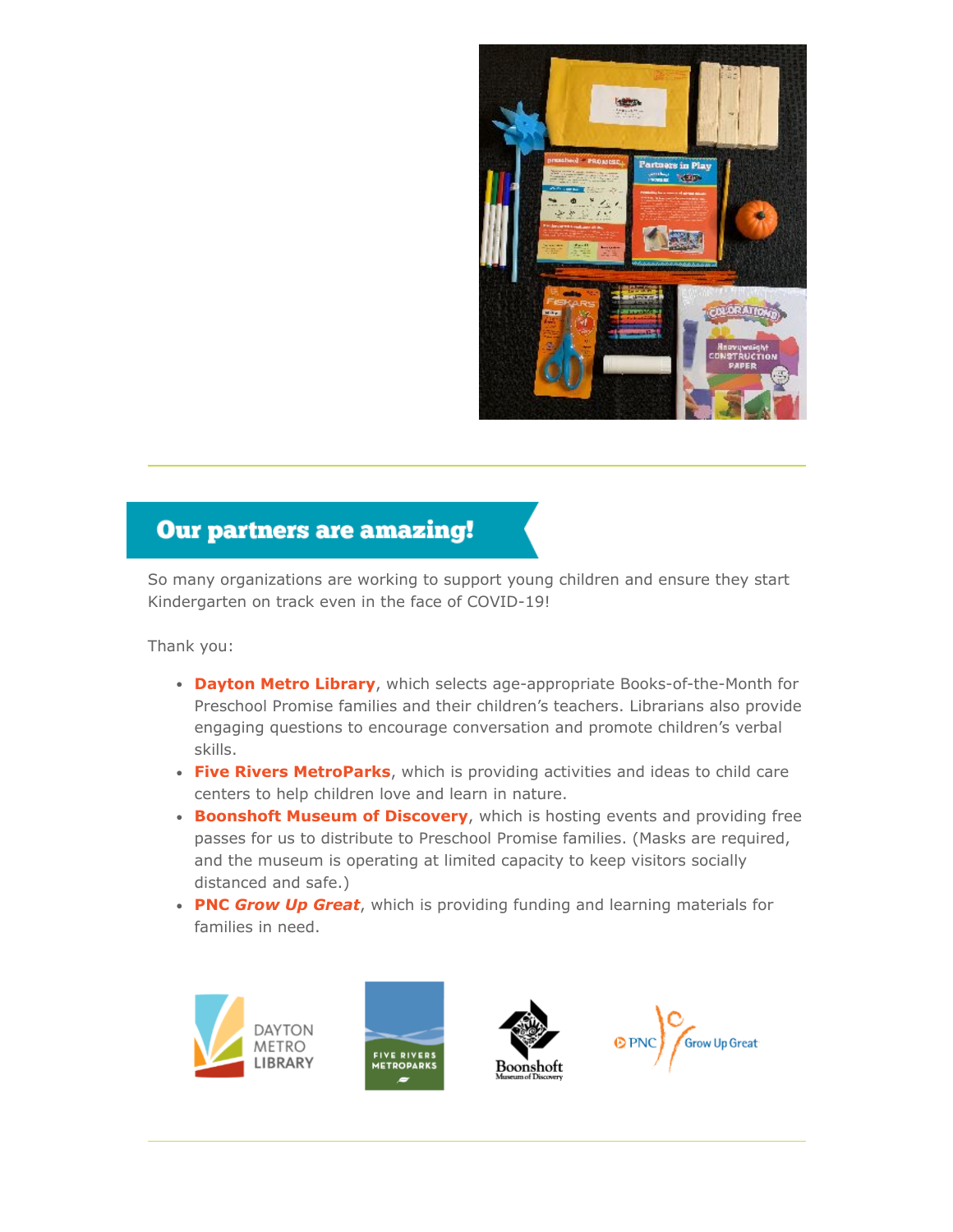## Our partners are amazing!

So many organizations are working to support young children and ensure they start Kindergarten on track even in the face of COVID-19!

Thank you:

- **Dayton Metro Library**, which selects age-appropriate Books-of-the-Month for Preschool Promise families and their children's teachers. Librarians also provide engaging questions to encourage conversation and promote children's verbal skills.
- **Five Rivers MetroParks**, which is providing activities and ideas to child care centers to help children love and learn in nature.
- **Boonshoft Museum of Discovery**, which is hosting events and providing free passes for us to distribute to Preschool Promise families. (Masks are required, and the museum is operating at limited capacity to keep visitors socially distanced and safe.)
- **PNC *Grow Up Great***, which is providing funding and learning materials for families in need.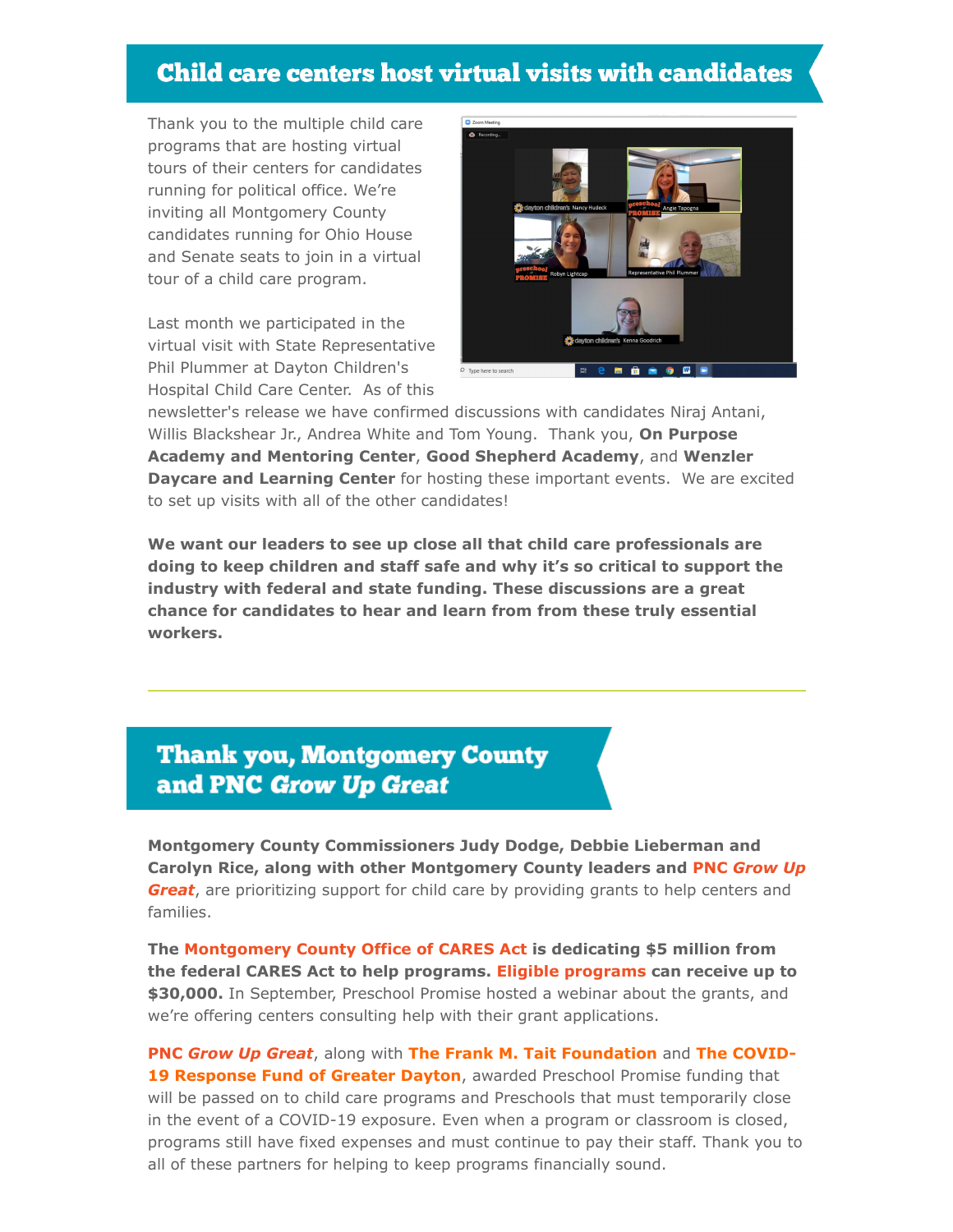## Child care centers host virtual visits with candidates

Thank you to the multiple child care programs that are hosting virtual tours of their centers for candidates running for political office. We're inviting all Montgomery County candidates running for Ohio House and Senate seats to join in a virtual tour of a child care program.

Last month we participated in the virtual visit with State Representative Phil Plummer at Dayton Children's Hospital Child Care Center. As of this newsletter's release we have confirmed discussions with candidates Niraj Antani, Willis Blackshear Jr., Andrea White and Tom Young. Thank you, **On Purpose Academy and Mentoring Center**, **Good Shepherd Academy**, and **Wenzler Daycare and Learning Center** for hosting these important events. We are excited to set up visits with all of the other candidates!

**We want our leaders to see up close all that child care professionals are doing to keep children and staff safe and why it's so critical to support the industry with federal and state funding. These discussions are a great chance for candidates to hear and learn from from these truly essential workers.**

---

## Thank you, Montgomery County and PNC *Grow Up Great*

**Montgomery County Commissioners Judy Dodge, Debbie Lieberman and Carolyn Rice, along with other Montgomery County leaders and PNC *Grow Up Great***, are prioritizing support for child care by providing grants to help centers and families.

**The Montgomery County Office of CARES Act is dedicating $5 million from the federal CARES Act to help programs. Eligible programs can receive up to $30,000.** In September, Preschool Promise hosted a webinar about the grants, and we're offering centers consulting help with their grant applications.

**PNC *Grow Up Great***, along with **The Frank M. Tait Foundation** and **The COVID-19 Response Fund of Greater Dayton**, awarded Preschool Promise funding that will be passed on to child care programs and Preschools that must temporarily close in the event of a COVID-19 exposure. Even when a program or classroom is closed, programs still have fixed expenses and must continue to pay their staff. Thank you to all of these partners for helping to keep programs financially sound.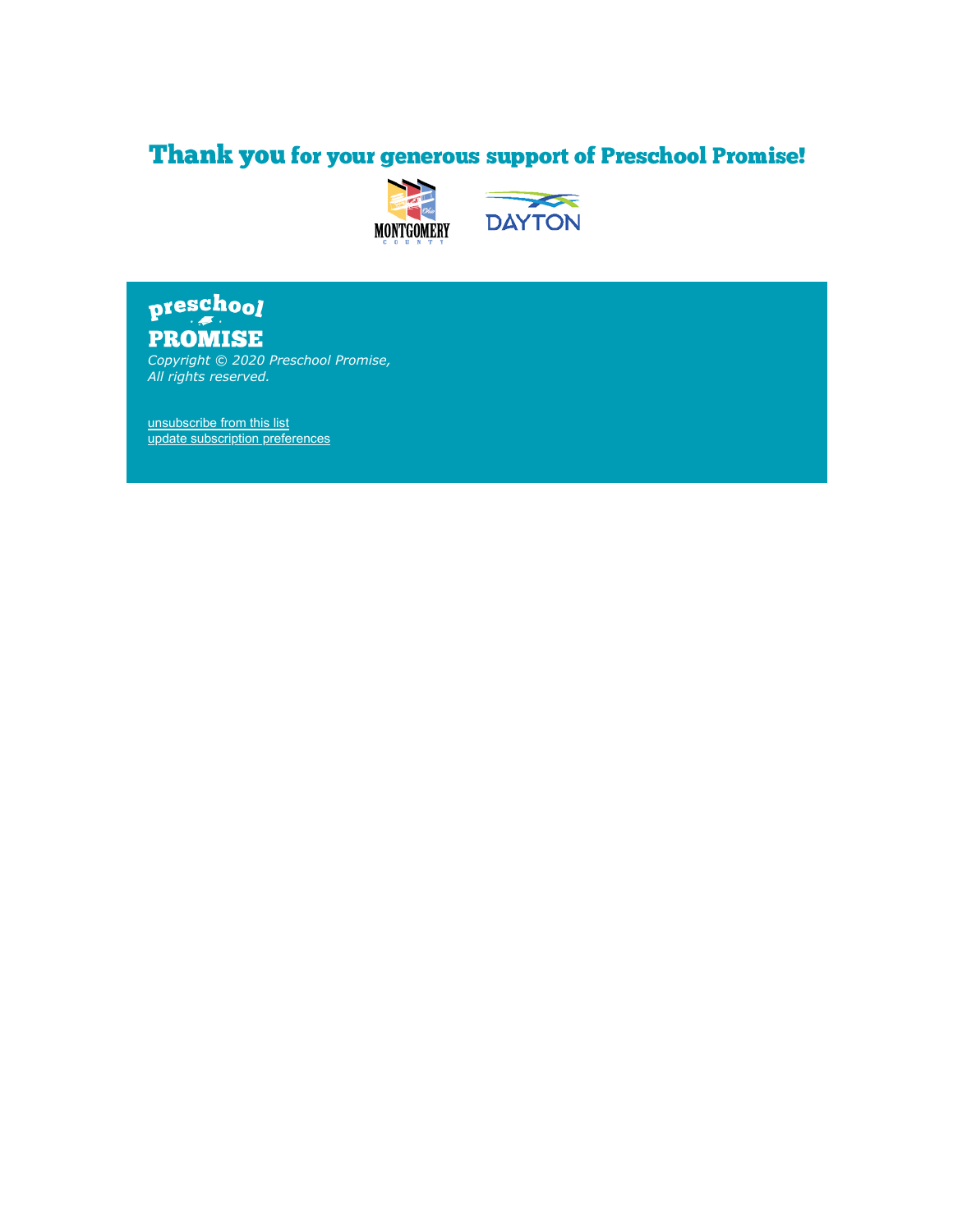# **Thank you** for your generous support of Preschool Promise!

MONTGOMERY COUNTY

DAYTON

preschool PROMISE

*Copyright © 2020 Preschool Promise,*
*All rights reserved.*

unsubscribe from this list
update subscription preferences